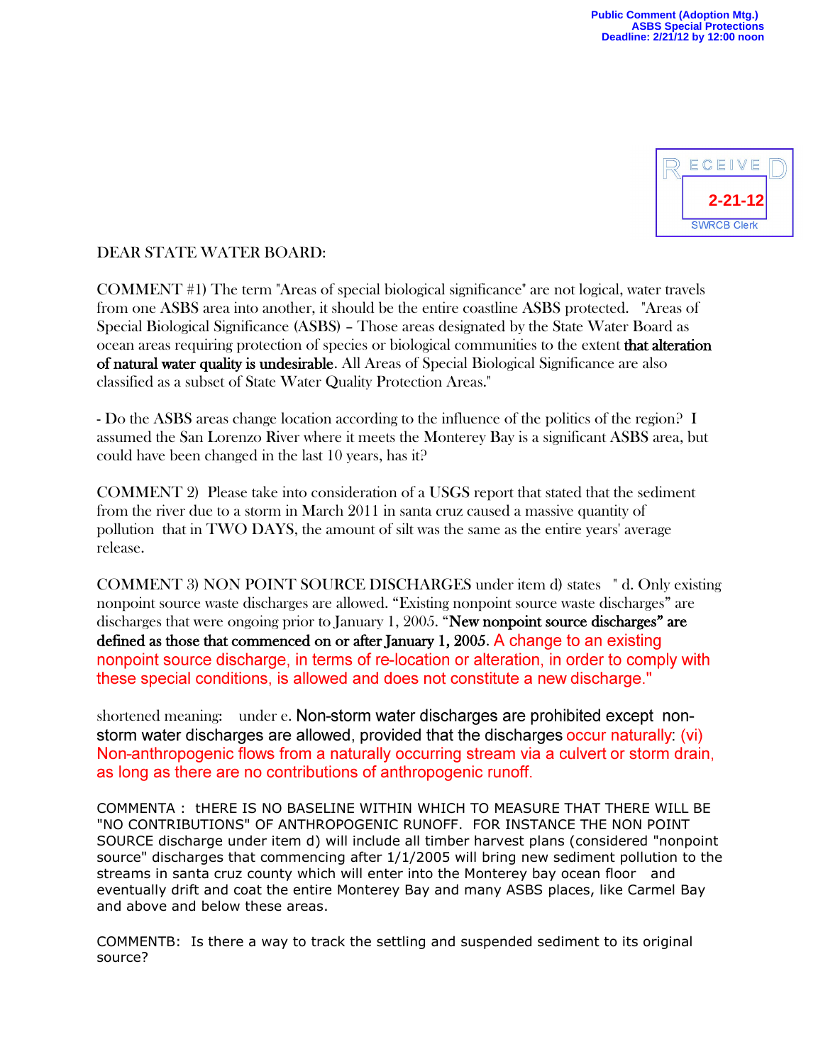Public Comment (Adoption Mtg.)
ASBS Special Protections
Deadline: 2/21/12 by 12:00 noon

RECEIVED
2-21-12
SWRCB Clerk

DEAR STATE WATER BOARD:

COMMENT #1) The term "Areas of special biological significance" are not logical, water travels from one ASBS area into another, it should be the entire coastline ASBS protected. "Areas of Special Biological Significance (ASBS) – Those areas designated by the State Water Board as ocean areas requiring protection of species or biological communities to the extent **that alteration of natural water quality is undesirable**. All Areas of Special Biological Significance are also classified as a subset of State Water Quality Protection Areas."

- Do the ASBS areas change location according to the influence of the politics of the region? I assumed the San Lorenzo River where it meets the Monterey Bay is a significant ASBS area, but could have been changed in the last 10 years, has it?

COMMENT 2) Please take into consideration of a USGS report that stated that the sediment from the river due to a storm in March 2011 in santa cruz caused a massive quantity of pollution that in TWO DAYS, the amount of silt was the same as the entire years' average release.

COMMENT 3) NON POINT SOURCE DISCHARGES under item d) states " d. Only existing nonpoint source waste discharges are allowed. "Existing nonpoint source waste discharges" are discharges that were ongoing prior to January 1, 2005. **"New nonpoint source discharges" are defined as those that commenced on or after January 1, 2005**. A change to an existing nonpoint source discharge, in terms of re-location or alteration, in order to comply with these special conditions, is allowed and does not constitute a new discharge."

shortened meaning: under e. Non-storm water discharges are prohibited except non-storm water discharges are allowed, provided that the discharges occur naturally: (vi) Non-anthropogenic flows from a naturally occurring stream via a culvert or storm drain, as long as there are no contributions of anthropogenic runoff.

COMMENTA : tHERE IS NO BASELINE WITHIN WHICH TO MEASURE THAT THERE WILL BE "NO CONTRIBUTIONS" OF ANTHROPOGENIC RUNOFF. FOR INSTANCE THE NON POINT SOURCE discharge under item d) will include all timber harvest plans (considered "nonpoint source" discharges that commencing after 1/1/2005 will bring new sediment pollution to the streams in santa cruz county which will enter into the Monterey bay ocean floor and eventually drift and coat the entire Monterey Bay and many ASBS places, like Carmel Bay and above and below these areas.

COMMENTB: Is there a way to track the settling and suspended sediment to its original source?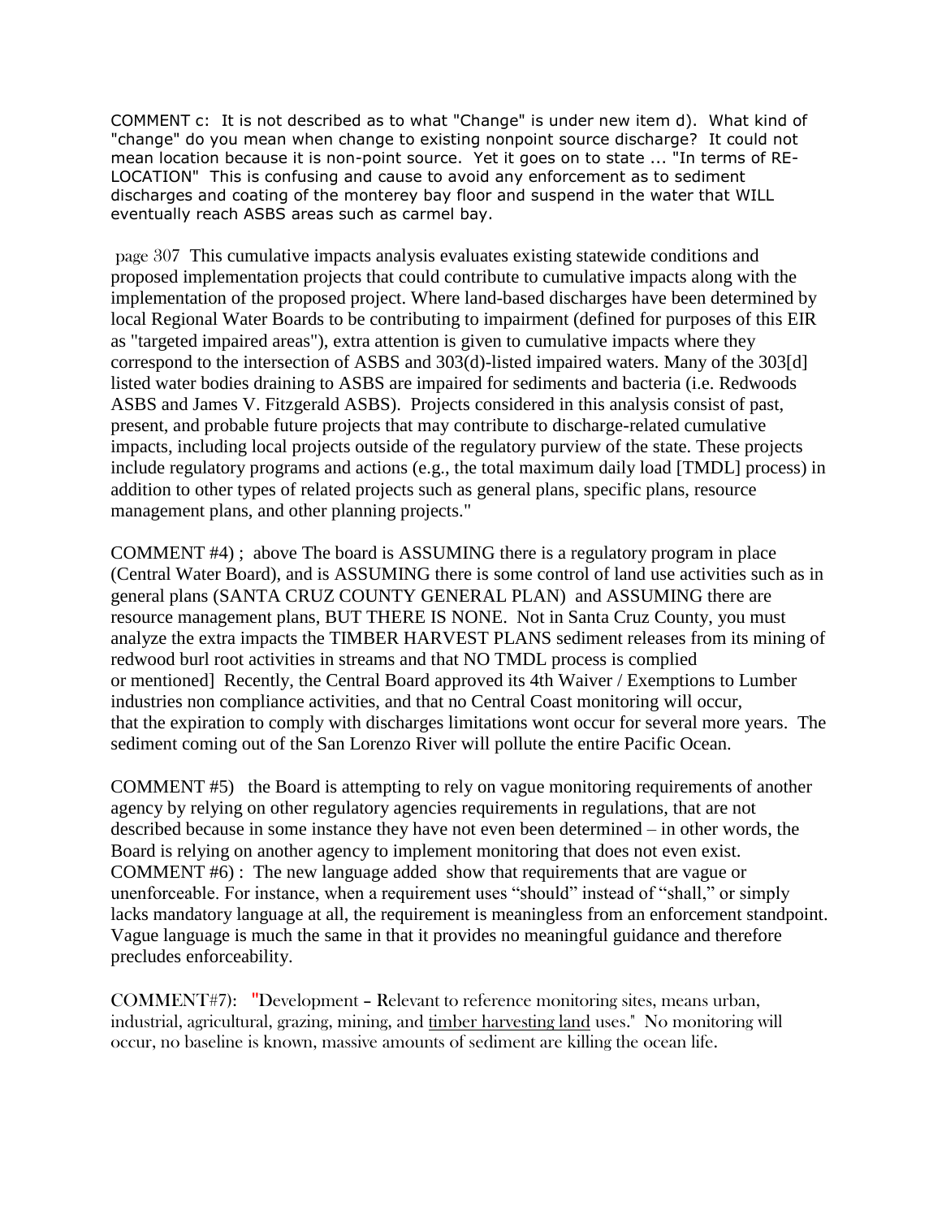COMMENT c: It is not described as to what "Change" is under new item d). What kind of "change" do you mean when change to existing nonpoint source discharge? It could not mean location because it is non-point source. Yet it goes on to state ... "In terms of RE-LOCATION" This is confusing and cause to avoid any enforcement as to sediment discharges and coating of the monterey bay floor and suspend in the water that WILL eventually reach ASBS areas such as carmel bay.

page 307 This cumulative impacts analysis evaluates existing statewide conditions and proposed implementation projects that could contribute to cumulative impacts along with the implementation of the proposed project. Where land-based discharges have been determined by local Regional Water Boards to be contributing to impairment (defined for purposes of this EIR as "targeted impaired areas"), extra attention is given to cumulative impacts where they correspond to the intersection of ASBS and 303(d)-listed impaired waters. Many of the 303[d] listed water bodies draining to ASBS are impaired for sediments and bacteria (i.e. Redwoods ASBS and James V. Fitzgerald ASBS). Projects considered in this analysis consist of past, present, and probable future projects that may contribute to discharge-related cumulative impacts, including local projects outside of the regulatory purview of the state. These projects include regulatory programs and actions (e.g., the total maximum daily load [TMDL] process) in addition to other types of related projects such as general plans, specific plans, resource management plans, and other planning projects."

COMMENT #4) ; above The board is ASSUMING there is a regulatory program in place (Central Water Board), and is ASSUMING there is some control of land use activities such as in general plans (SANTA CRUZ COUNTY GENERAL PLAN) and ASSUMING there are resource management plans, BUT THERE IS NONE. Not in Santa Cruz County, you must analyze the extra impacts the TIMBER HARVEST PLANS sediment releases from its mining of redwood burl root activities in streams and that NO TMDL process is complied or mentioned] Recently, the Central Board approved its 4th Waiver / Exemptions to Lumber industries non compliance activities, and that no Central Coast monitoring will occur, that the expiration to comply with discharges limitations wont occur for several more years. The sediment coming out of the San Lorenzo River will pollute the entire Pacific Ocean.

COMMENT #5) the Board is attempting to rely on vague monitoring requirements of another agency by relying on other regulatory agencies requirements in regulations, that are not described because in some instance they have not even been determined – in other words, the Board is relying on another agency to implement monitoring that does not even exist.
COMMENT #6) : The new language added show that requirements that are vague or unenforceable. For instance, when a requirement uses "should" instead of "shall," or simply lacks mandatory language at all, the requirement is meaningless from an enforcement standpoint. Vague language is much the same in that it provides no meaningful guidance and therefore precludes enforceability.

COMMENT#7): "Development – Relevant to reference monitoring sites, means urban, industrial, agricultural, grazing, mining, and <u>timber harvesting land</u> uses." No monitoring will occur, no baseline is known, massive amounts of sediment are killing the ocean life.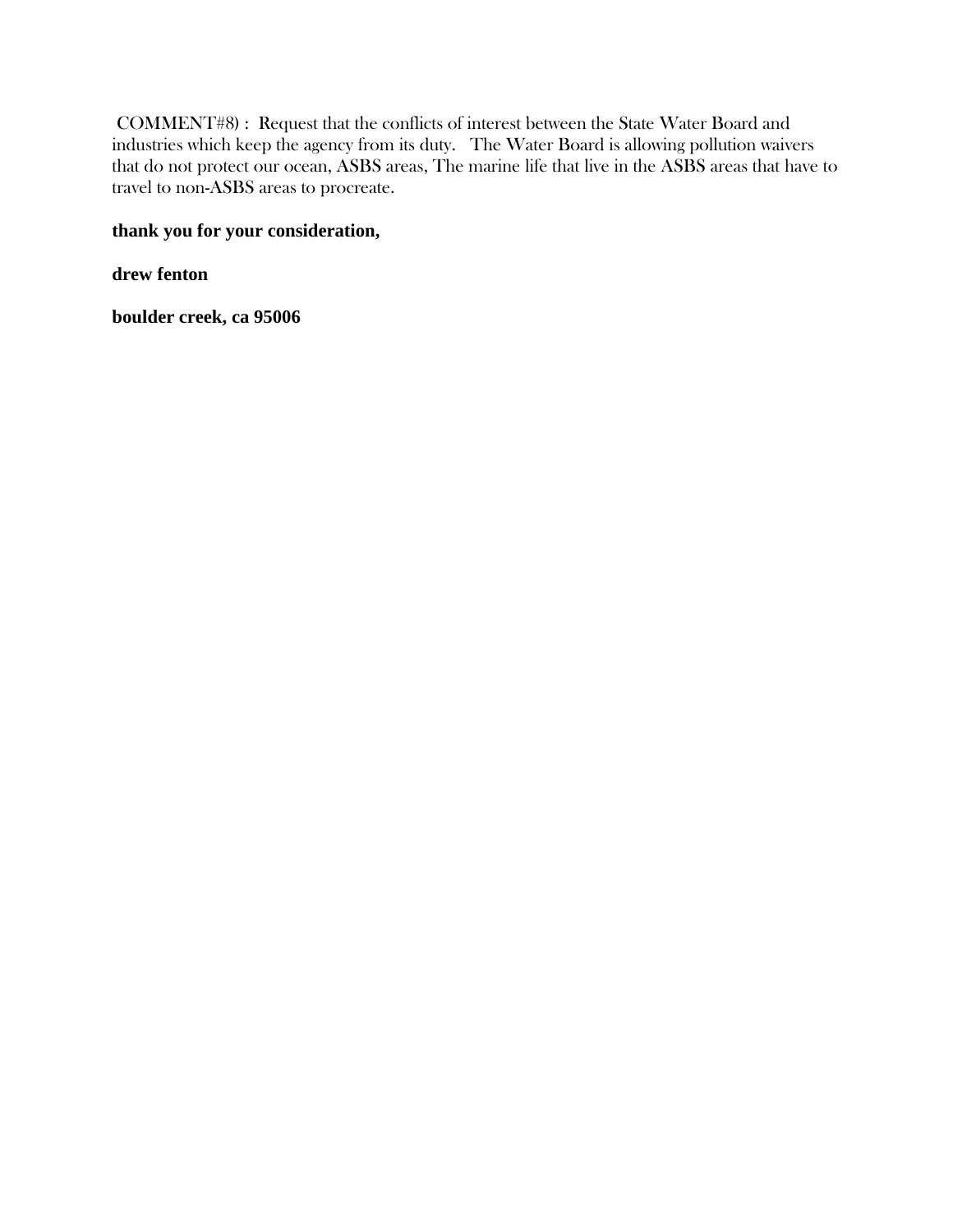COMMENT#8) : Request that the conflicts of interest between the State Water Board and industries which keep the agency from its duty. The Water Board is allowing pollution waivers that do not protect our ocean, ASBS areas, The marine life that live in the ASBS areas that have to travel to non-ASBS areas to procreate.

**thank you for your consideration,**

**drew fenton**

**boulder creek, ca 95006**